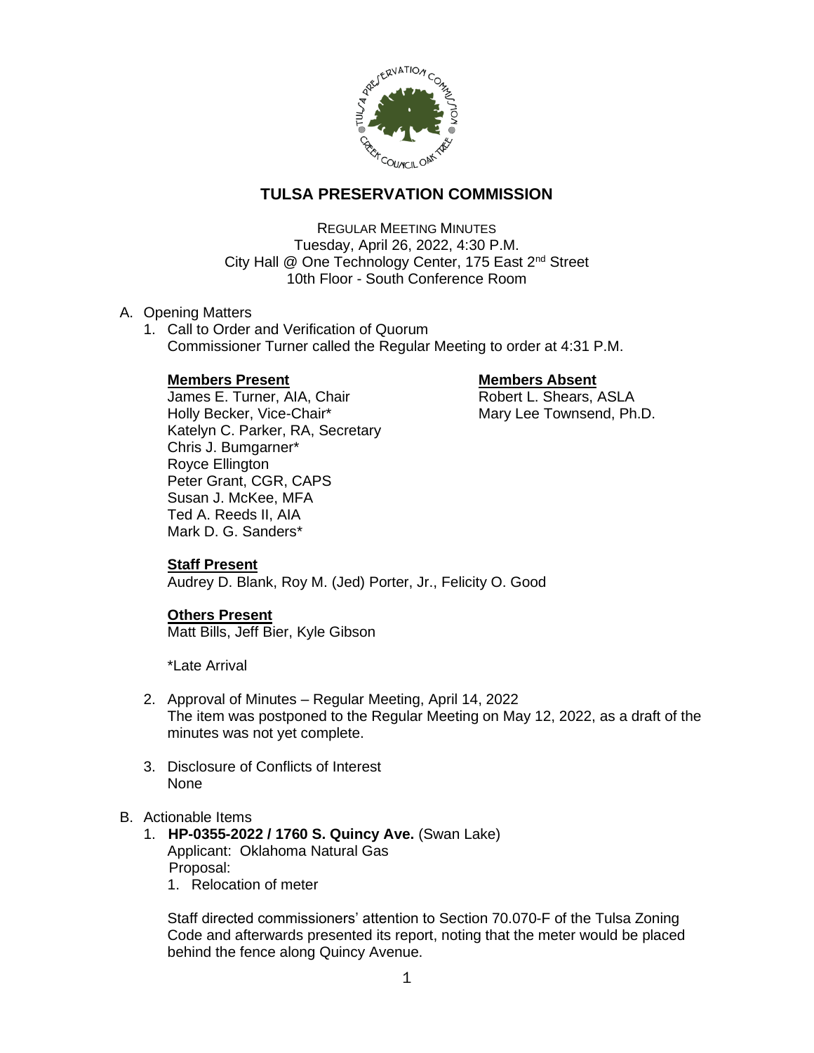# TULSA PRESERVATION COMMISSION

REGULAR MEETING MINUTES
Tuesday, April 26, 2022, 4:30 P.M.
City Hall @ One Technology Center, 175 East 2nd Street
10th Floor - South Conference Room

A. Opening Matters

1. Call to Order and Verification of Quorum
   Commissioner Turner called the Regular Meeting to order at 4:31 P.M.

   **Members Present**
   James E. Turner, AIA, Chair
   Holly Becker, Vice-Chair*
   Katelyn C. Parker, RA, Secretary
   Chris J. Bumgarner*
   Royce Ellington
   Peter Grant, CGR, CAPS
   Susan J. McKee, MFA
   Ted A. Reeds II, AIA
   Mark D. G. Sanders*

   **Members Absent**
   Robert L. Shears, ASLA
   Mary Lee Townsend, Ph.D.

   **Staff Present**
   Audrey D. Blank, Roy M. (Jed) Porter, Jr., Felicity O. Good

   **Others Present**
   Matt Bills, Jeff Bier, Kyle Gibson

   *Late Arrival

2. Approval of Minutes – Regular Meeting, April 14, 2022
   The item was postponed to the Regular Meeting on May 12, 2022, as a draft of the minutes was not yet complete.

3. Disclosure of Conflicts of Interest
   None

B. Actionable Items

1. **HP-0355-2022 / 1760 S. Quincy Ave.** (Swan Lake)
   Applicant: Oklahoma Natural Gas
   Proposal:
   1. Relocation of meter

   Staff directed commissioners' attention to Section 70.070-F of the Tulsa Zoning Code and afterwards presented its report, noting that the meter would be placed behind the fence along Quincy Avenue.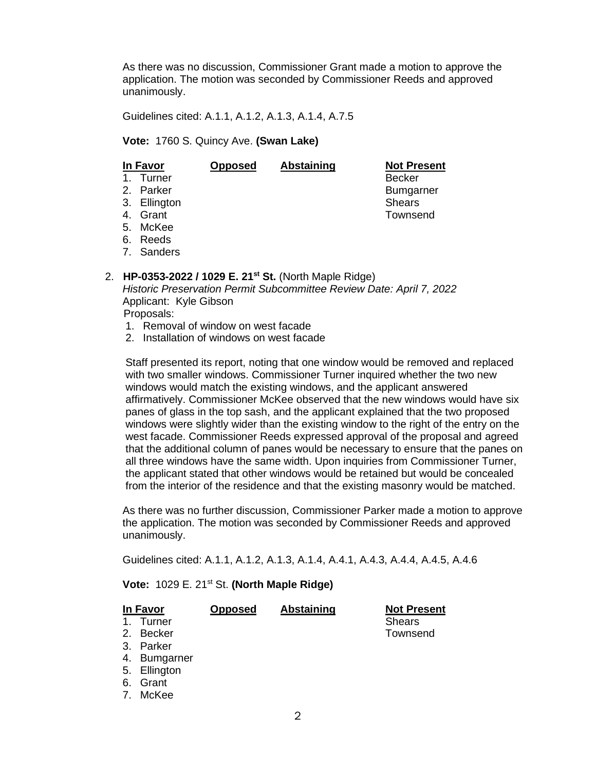As there was no discussion, Commissioner Grant made a motion to approve the application. The motion was seconded by Commissioner Reeds and approved unanimously.

Guidelines cited: A.1.1, A.1.2, A.1.3, A.1.4, A.7.5

**Vote:** 1760 S. Quincy Ave. **(Swan Lake)**

| In Favor | Opposed | Abstaining | Not Present |
|---|---|---|---|
| 1. Turner | | | Becker |
| 2. Parker | | | Bumgarner |
| 3. Ellington | | | Shears |
| 4. Grant | | | Townsend |
| 5. McKee | | | |
| 6. Reeds | | | |
| 7. Sanders | | | |

2. **HP-0353-2022 / 1029 E. 21st St.** (North Maple Ridge)
   *Historic Preservation Permit Subcommittee Review Date: April 7, 2022*
   Applicant: Kyle Gibson
   Proposals:
   1. Removal of window on west facade
   2. Installation of windows on west facade

   Staff presented its report, noting that one window would be removed and replaced with two smaller windows. Commissioner Turner inquired whether the two new windows would match the existing windows, and the applicant answered affirmatively. Commissioner McKee observed that the new windows would have six panes of glass in the top sash, and the applicant explained that the two proposed windows were slightly wider than the existing window to the right of the entry on the west facade. Commissioner Reeds expressed approval of the proposal and agreed that the additional column of panes would be necessary to ensure that the panes on all three windows have the same width. Upon inquiries from Commissioner Turner, the applicant stated that other windows would be retained but would be concealed from the interior of the residence and that the existing masonry would be matched.

As there was no further discussion, Commissioner Parker made a motion to approve the application. The motion was seconded by Commissioner Reeds and approved unanimously.

Guidelines cited: A.1.1, A.1.2, A.1.3, A.1.4, A.4.1, A.4.3, A.4.4, A.4.5, A.4.6

**Vote:** 1029 E. 21st St. **(North Maple Ridge)**

| In Favor | Opposed | Abstaining | Not Present |
|---|---|---|---|
| 1. Turner | | | Shears |
| 2. Becker | | | Townsend |
| 3. Parker | | | |
| 4. Bumgarner | | | |
| 5. Ellington | | | |
| 6. Grant | | | |
| 7. McKee | | | |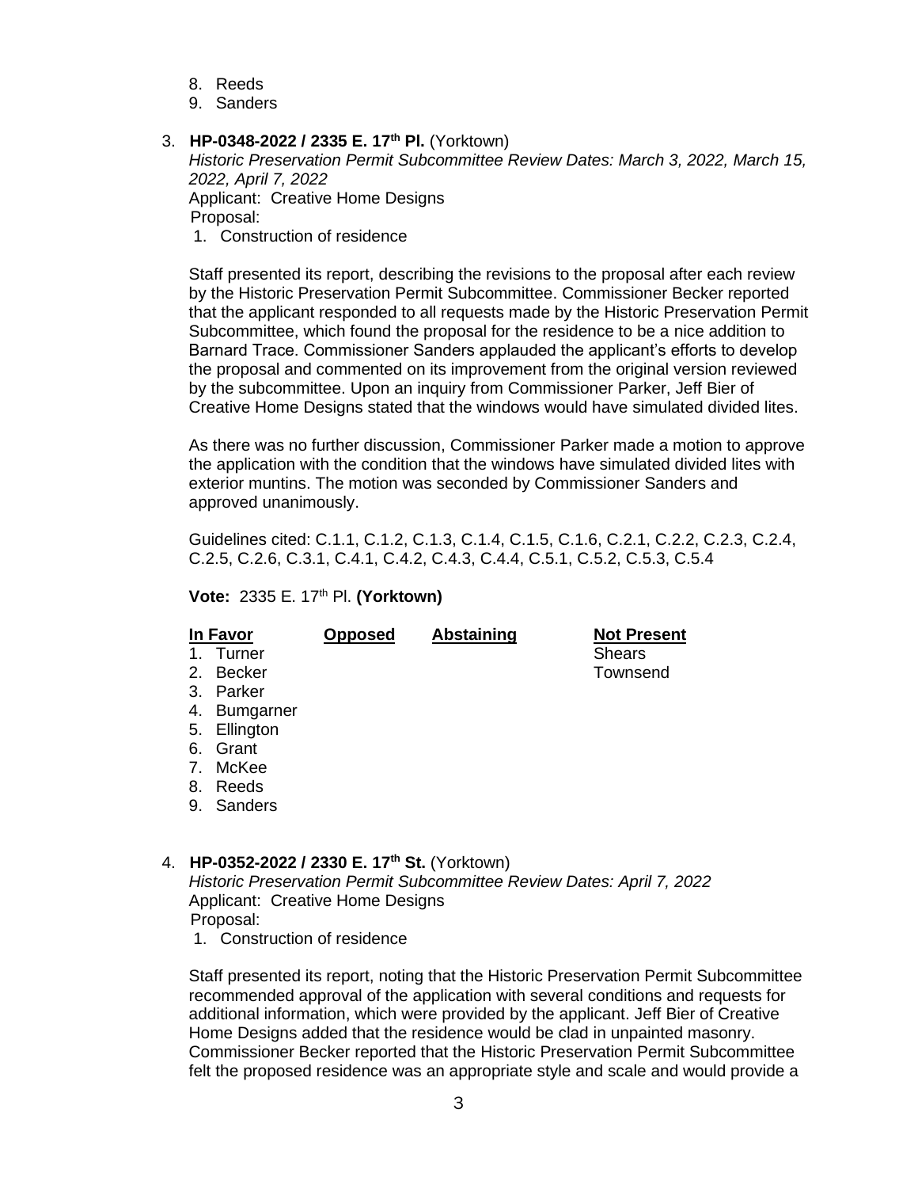8. Reeds
9. Sanders

3. **HP-0348-2022 / 2335 E. 17th Pl.** (Yorktown)
   *Historic Preservation Permit Subcommittee Review Dates: March 3, 2022, March 15, 2022, April 7, 2022*
   Applicant: Creative Home Designs
   Proposal:
   1. Construction of residence

   Staff presented its report, describing the revisions to the proposal after each review by the Historic Preservation Permit Subcommittee. Commissioner Becker reported that the applicant responded to all requests made by the Historic Preservation Permit Subcommittee, which found the proposal for the residence to be a nice addition to Barnard Trace. Commissioner Sanders applauded the applicant's efforts to develop the proposal and commented on its improvement from the original version reviewed by the subcommittee. Upon an inquiry from Commissioner Parker, Jeff Bier of Creative Home Designs stated that the windows would have simulated divided lites.

   As there was no further discussion, Commissioner Parker made a motion to approve the application with the condition that the windows have simulated divided lites with exterior muntins. The motion was seconded by Commissioner Sanders and approved unanimously.

   Guidelines cited: C.1.1, C.1.2, C.1.3, C.1.4, C.1.5, C.1.6, C.2.1, C.2.2, C.2.3, C.2.4, C.2.5, C.2.6, C.3.1, C.4.1, C.4.2, C.4.3, C.4.4, C.5.1, C.5.2, C.5.3, C.5.4

   **Vote:** 2335 E. 17th Pl. **(Yorktown)**

| In Favor | Opposed | Abstaining | Not Present |
|---|---|---|---|
| 1. Turner | | | Shears |
| 2. Becker | | | Townsend |
| 3. Parker | | | |
| 4. Bumgarner | | | |
| 5. Ellington | | | |
| 6. Grant | | | |
| 7. McKee | | | |
| 8. Reeds | | | |
| 9. Sanders | | | |

4. **HP-0352-2022 / 2330 E. 17th St.** (Yorktown)
   *Historic Preservation Permit Subcommittee Review Dates: April 7, 2022*
   Applicant: Creative Home Designs
   Proposal:
   1. Construction of residence

   Staff presented its report, noting that the Historic Preservation Permit Subcommittee recommended approval of the application with several conditions and requests for additional information, which were provided by the applicant. Jeff Bier of Creative Home Designs added that the residence would be clad in unpainted masonry. Commissioner Becker reported that the Historic Preservation Permit Subcommittee felt the proposed residence was an appropriate style and scale and would provide a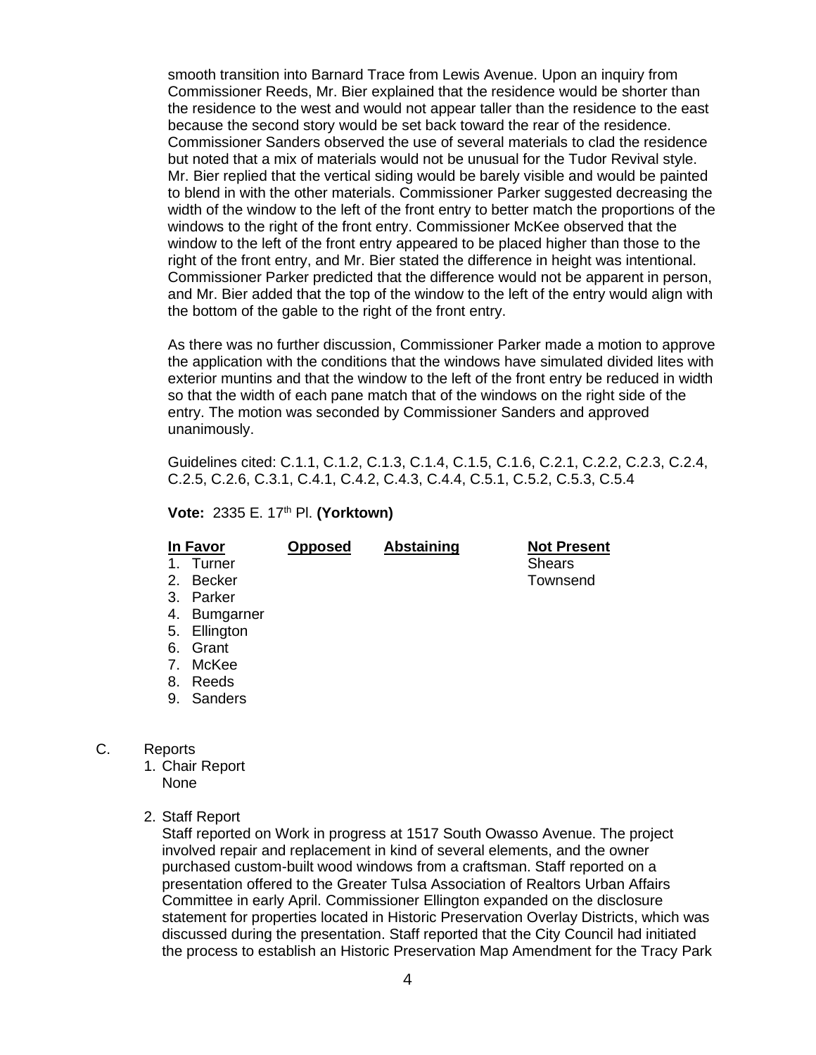smooth transition into Barnard Trace from Lewis Avenue. Upon an inquiry from Commissioner Reeds, Mr. Bier explained that the residence would be shorter than the residence to the west and would not appear taller than the residence to the east because the second story would be set back toward the rear of the residence. Commissioner Sanders observed the use of several materials to clad the residence but noted that a mix of materials would not be unusual for the Tudor Revival style. Mr. Bier replied that the vertical siding would be barely visible and would be painted to blend in with the other materials. Commissioner Parker suggested decreasing the width of the window to the left of the front entry to better match the proportions of the windows to the right of the front entry. Commissioner McKee observed that the window to the left of the front entry appeared to be placed higher than those to the right of the front entry, and Mr. Bier stated the difference in height was intentional. Commissioner Parker predicted that the difference would not be apparent in person, and Mr. Bier added that the top of the window to the left of the entry would align with the bottom of the gable to the right of the front entry.

As there was no further discussion, Commissioner Parker made a motion to approve the application with the conditions that the windows have simulated divided lites with exterior muntins and that the window to the left of the front entry be reduced in width so that the width of each pane match that of the windows on the right side of the entry. The motion was seconded by Commissioner Sanders and approved unanimously.

Guidelines cited: C.1.1, C.1.2, C.1.3, C.1.4, C.1.5, C.1.6, C.2.1, C.2.2, C.2.3, C.2.4, C.2.5, C.2.6, C.3.1, C.4.1, C.4.2, C.4.3, C.4.4, C.5.1, C.5.2, C.5.3, C.5.4

**Vote:** 2335 E. 17th Pl. **(Yorktown)**

| **In Favor** | **Opposed** | **Abstaining** | **Not Present** |
|---|---|---|---|
| 1. Turner | | | Shears |
| 2. Becker | | | Townsend |
| 3. Parker | | | |
| 4. Bumgarner | | | |
| 5. Ellington | | | |
| 6. Grant | | | |
| 7. McKee | | | |
| 8. Reeds | | | |
| 9. Sanders | | | |

C. Reports

1. Chair Report
   None

2. Staff Report
   Staff reported on Work in progress at 1517 South Owasso Avenue. The project involved repair and replacement in kind of several elements, and the owner purchased custom-built wood windows from a craftsman. Staff reported on a presentation offered to the Greater Tulsa Association of Realtors Urban Affairs Committee in early April. Commissioner Ellington expanded on the disclosure statement for properties located in Historic Preservation Overlay Districts, which was discussed during the presentation. Staff reported that the City Council had initiated the process to establish an Historic Preservation Map Amendment for the Tracy Park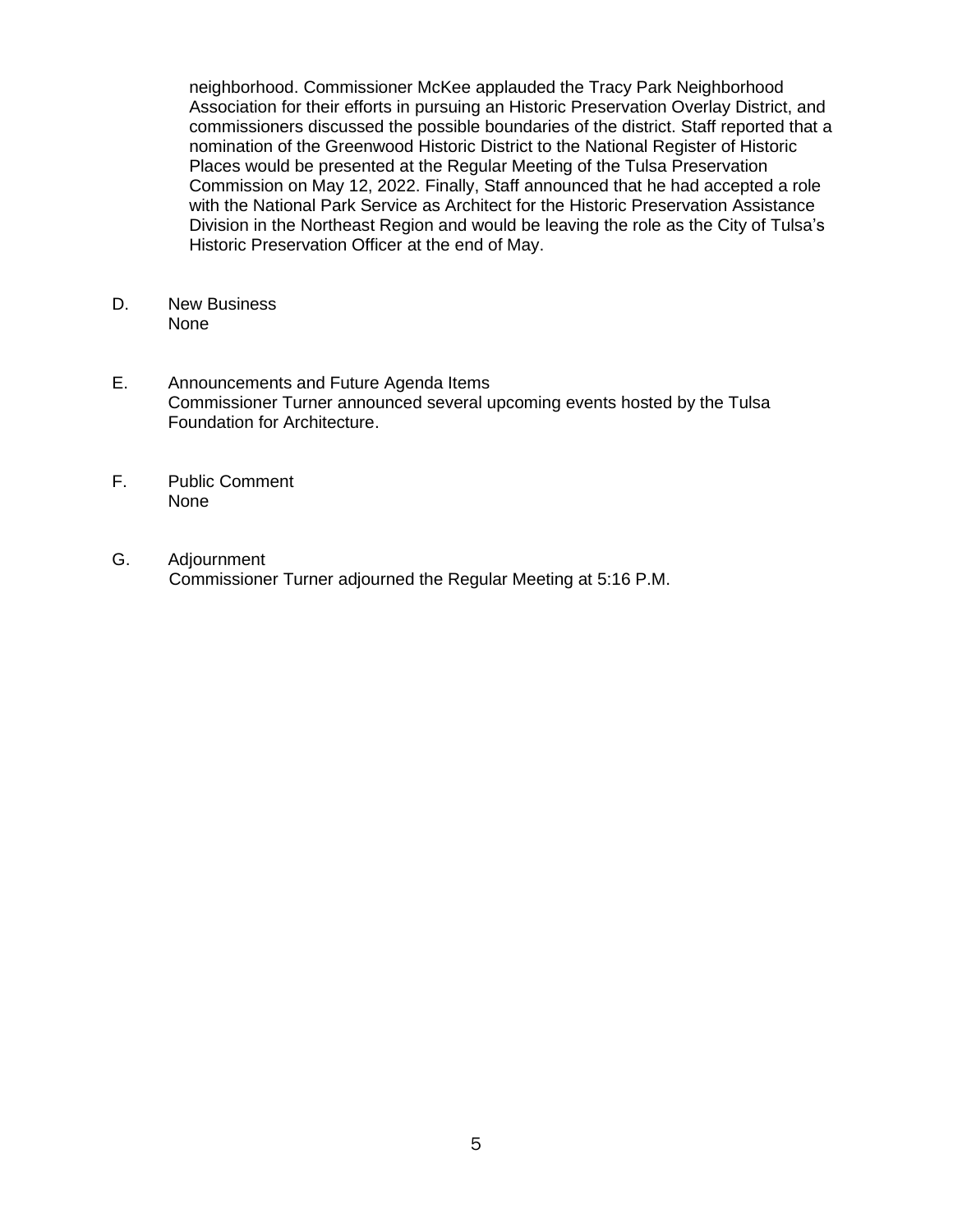neighborhood. Commissioner McKee applauded the Tracy Park Neighborhood Association for their efforts in pursuing an Historic Preservation Overlay District, and commissioners discussed the possible boundaries of the district. Staff reported that a nomination of the Greenwood Historic District to the National Register of Historic Places would be presented at the Regular Meeting of the Tulsa Preservation Commission on May 12, 2022. Finally, Staff announced that he had accepted a role with the National Park Service as Architect for the Historic Preservation Assistance Division in the Northeast Region and would be leaving the role as the City of Tulsa's Historic Preservation Officer at the end of May.

D. New Business
   None

E. Announcements and Future Agenda Items
   Commissioner Turner announced several upcoming events hosted by the Tulsa Foundation for Architecture.

F. Public Comment
   None

G. Adjournment
   Commissioner Turner adjourned the Regular Meeting at 5:16 P.M.